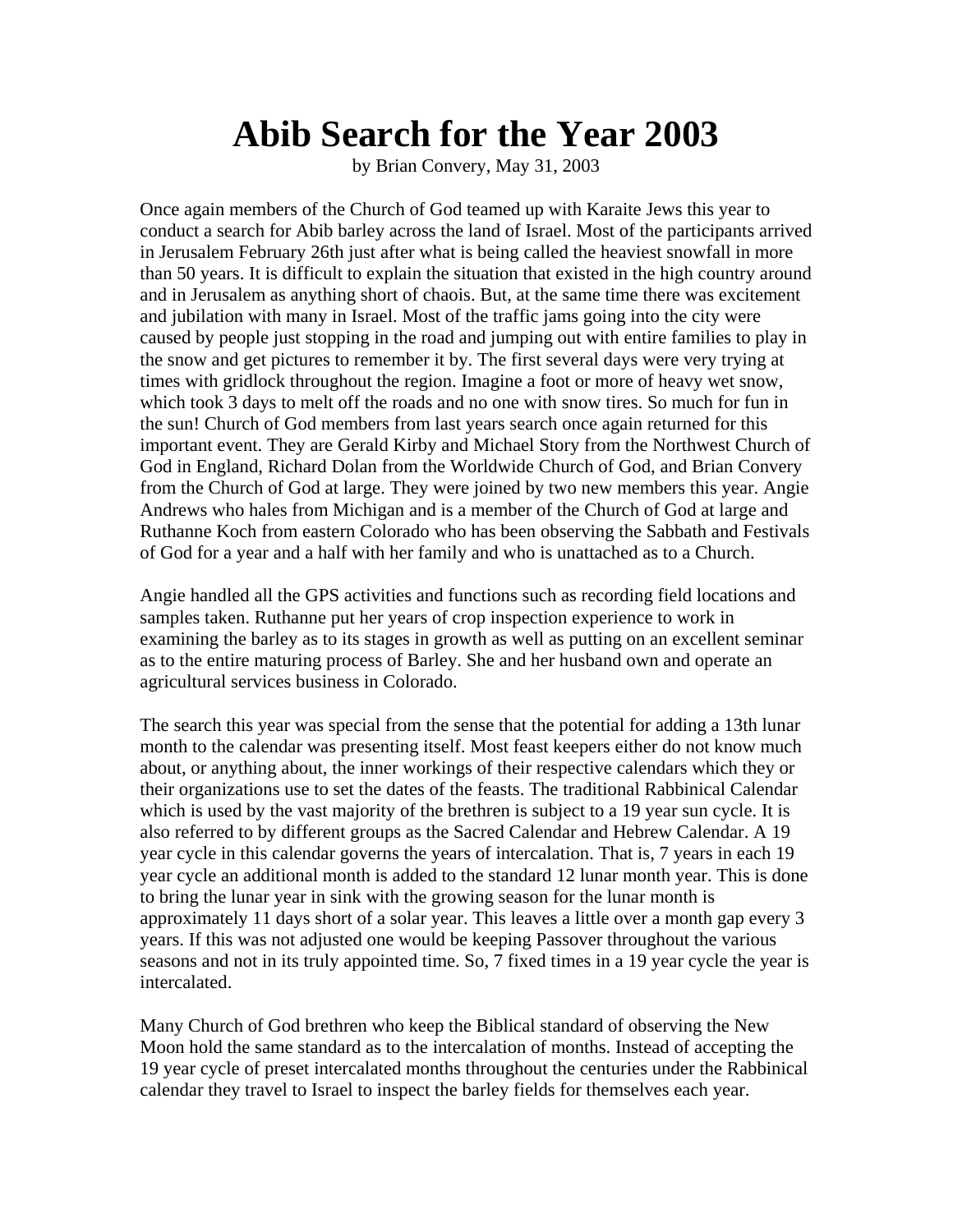# Abib Search for the Year 2003

by Brian Convery, May 31, 2003

Once again members of the Church of God teamed up with Karaite Jews this year to conduct a search for Abib barley across the land of Israel. Most of the participants arrived in Jerusalem February 26th just after what is being called the heaviest snowfall in more than 50 years. It is difficult to explain the situation that existed in the high country around and in Jerusalem as anything short of chaois. But, at the same time there was excitement and jubilation with many in Israel. Most of the traffic jams going into the city were caused by people just stopping in the road and jumping out with entire families to play in the snow and get pictures to remember it by. The first several days were very trying at times with gridlock throughout the region. Imagine a foot or more of heavy wet snow, which took 3 days to melt off the roads and no one with snow tires. So much for fun in the sun! Church of God members from last years search once again returned for this important event. They are Gerald Kirby and Michael Story from the Northwest Church of God in England, Richard Dolan from the Worldwide Church of God, and Brian Convery from the Church of God at large. They were joined by two new members this year. Angie Andrews who hales from Michigan and is a member of the Church of God at large and Ruthanne Koch from eastern Colorado who has been observing the Sabbath and Festivals of God for a year and a half with her family and who is unattached as to a Church.

Angie handled all the GPS activities and functions such as recording field locations and samples taken. Ruthanne put her years of crop inspection experience to work in examining the barley as to its stages in growth as well as putting on an excellent seminar as to the entire maturing process of Barley. She and her husband own and operate an agricultural services business in Colorado.

The search this year was special from the sense that the potential for adding a 13th lunar month to the calendar was presenting itself. Most feast keepers either do not know much about, or anything about, the inner workings of their respective calendars which they or their organizations use to set the dates of the feasts. The traditional Rabbinical Calendar which is used by the vast majority of the brethren is subject to a 19 year sun cycle. It is also referred to by different groups as the Sacred Calendar and Hebrew Calendar. A 19 year cycle in this calendar governs the years of intercalation. That is, 7 years in each 19 year cycle an additional month is added to the standard 12 lunar month year. This is done to bring the lunar year in sink with the growing season for the lunar month is approximately 11 days short of a solar year. This leaves a little over a month gap every 3 years. If this was not adjusted one would be keeping Passover throughout the various seasons and not in its truly appointed time. So, 7 fixed times in a 19 year cycle the year is intercalated.

Many Church of God brethren who keep the Biblical standard of observing the New Moon hold the same standard as to the intercalation of months. Instead of accepting the 19 year cycle of preset intercalated months throughout the centuries under the Rabbinical calendar they travel to Israel to inspect the barley fields for themselves each year.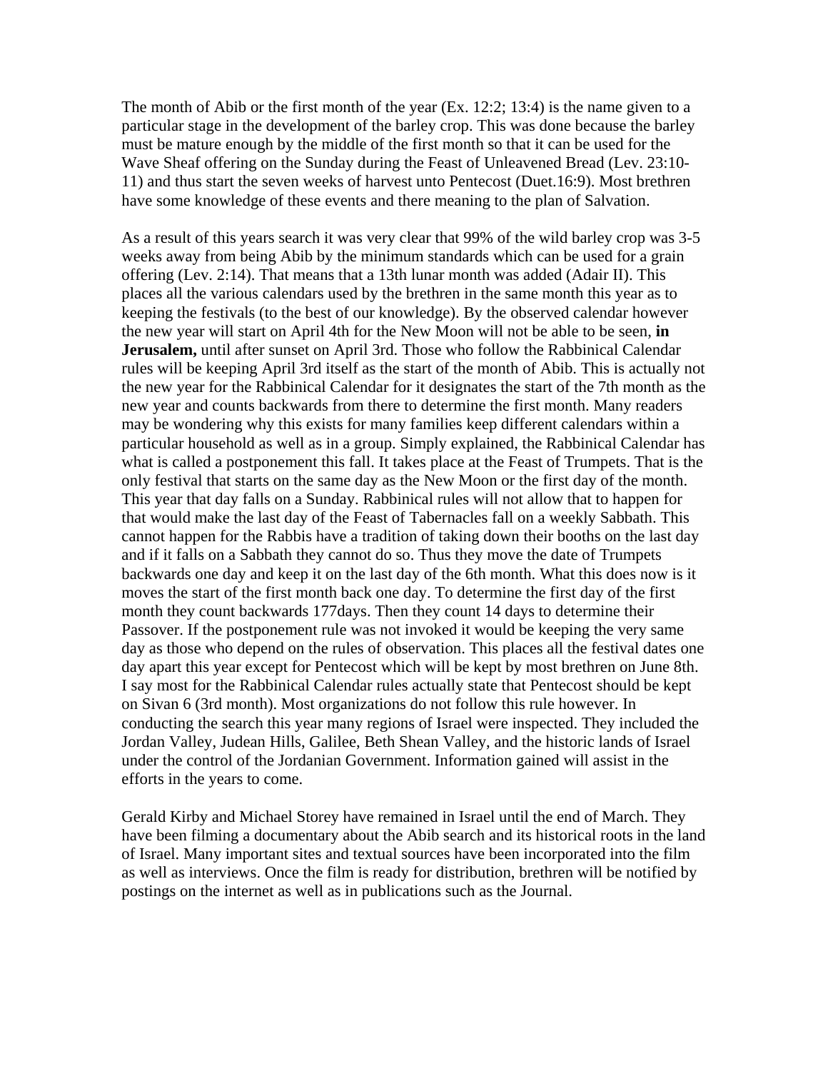The month of Abib or the first month of the year (Ex. 12:2; 13:4) is the name given to a particular stage in the development of the barley crop. This was done because the barley must be mature enough by the middle of the first month so that it can be used for the Wave Sheaf offering on the Sunday during the Feast of Unleavened Bread (Lev. 23:10-11) and thus start the seven weeks of harvest unto Pentecost (Duet.16:9). Most brethren have some knowledge of these events and there meaning to the plan of Salvation.

As a result of this years search it was very clear that 99% of the wild barley crop was 3-5 weeks away from being Abib by the minimum standards which can be used for a grain offering (Lev. 2:14). That means that a 13th lunar month was added (Adair II). This places all the various calendars used by the brethren in the same month this year as to keeping the festivals (to the best of our knowledge). By the observed calendar however the new year will start on April 4th for the New Moon will not be able to be seen, **in Jerusalem,** until after sunset on April 3rd. Those who follow the Rabbinical Calendar rules will be keeping April 3rd itself as the start of the month of Abib. This is actually not the new year for the Rabbinical Calendar for it designates the start of the 7th month as the new year and counts backwards from there to determine the first month. Many readers may be wondering why this exists for many families keep different calendars within a particular household as well as in a group. Simply explained, the Rabbinical Calendar has what is called a postponement this fall. It takes place at the Feast of Trumpets. That is the only festival that starts on the same day as the New Moon or the first day of the month. This year that day falls on a Sunday. Rabbinical rules will not allow that to happen for that would make the last day of the Feast of Tabernacles fall on a weekly Sabbath. This cannot happen for the Rabbis have a tradition of taking down their booths on the last day and if it falls on a Sabbath they cannot do so. Thus they move the date of Trumpets backwards one day and keep it on the last day of the 6th month. What this does now is it moves the start of the first month back one day. To determine the first day of the first month they count backwards 177days. Then they count 14 days to determine their Passover. If the postponement rule was not invoked it would be keeping the very same day as those who depend on the rules of observation. This places all the festival dates one day apart this year except for Pentecost which will be kept by most brethren on June 8th. I say most for the Rabbinical Calendar rules actually state that Pentecost should be kept on Sivan 6 (3rd month). Most organizations do not follow this rule however. In conducting the search this year many regions of Israel were inspected. They included the Jordan Valley, Judean Hills, Galilee, Beth Shean Valley, and the historic lands of Israel under the control of the Jordanian Government. Information gained will assist in the efforts in the years to come.

Gerald Kirby and Michael Storey have remained in Israel until the end of March. They have been filming a documentary about the Abib search and its historical roots in the land of Israel. Many important sites and textual sources have been incorporated into the film as well as interviews. Once the film is ready for distribution, brethren will be notified by postings on the internet as well as in publications such as the Journal.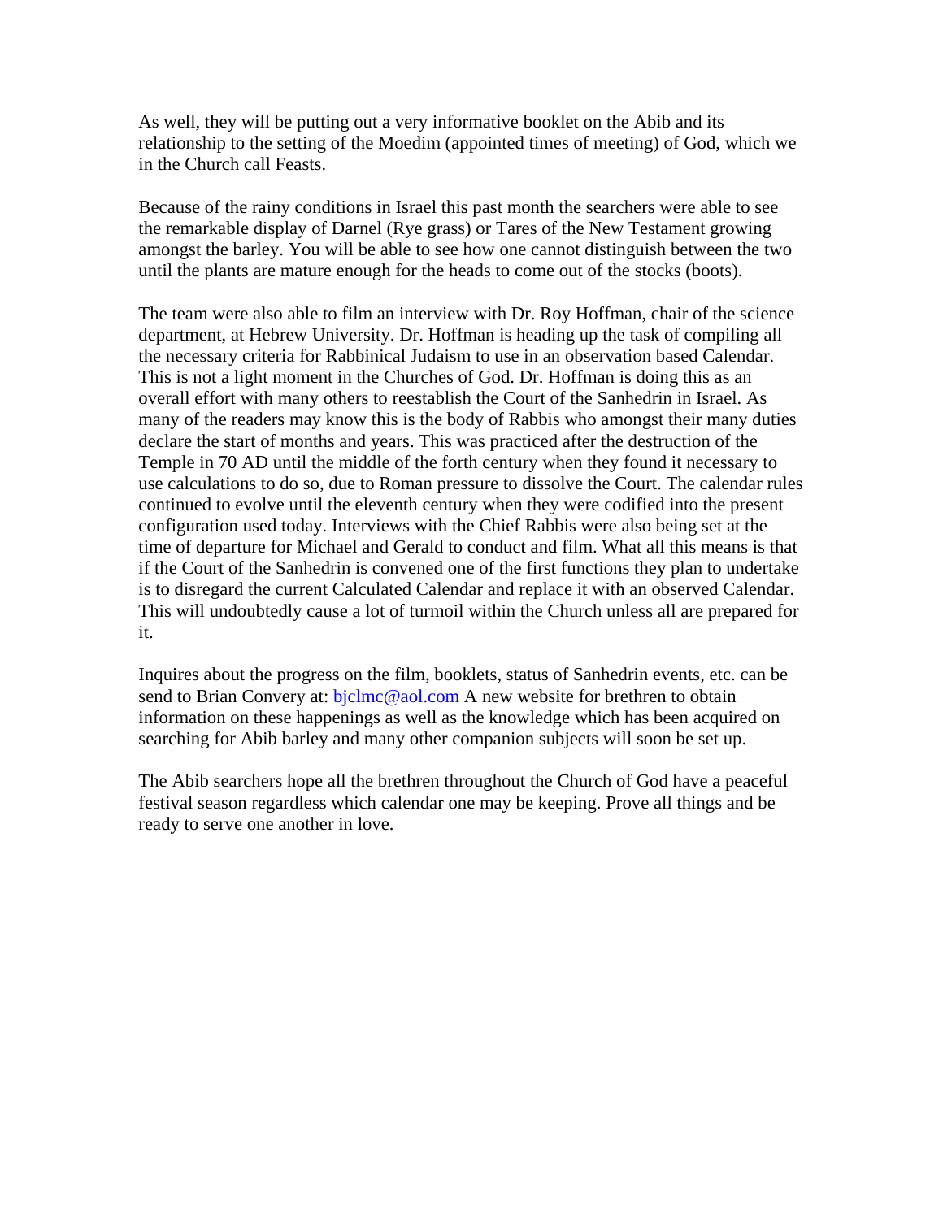As well, they will be putting out a very informative booklet on the Abib and its relationship to the setting of the Moedim (appointed times of meeting) of God, which we in the Church call Feasts.

Because of the rainy conditions in Israel this past month the searchers were able to see the remarkable display of Darnel (Rye grass) or Tares of the New Testament growing amongst the barley. You will be able to see how one cannot distinguish between the two until the plants are mature enough for the heads to come out of the stocks (boots).

The team were also able to film an interview with Dr. Roy Hoffman, chair of the science department, at Hebrew University. Dr. Hoffman is heading up the task of compiling all the necessary criteria for Rabbinical Judaism to use in an observation based Calendar. This is not a light moment in the Churches of God. Dr. Hoffman is doing this as an overall effort with many others to reestablish the Court of the Sanhedrin in Israel. As many of the readers may know this is the body of Rabbis who amongst their many duties declare the start of months and years. This was practiced after the destruction of the Temple in 70 AD until the middle of the forth century when they found it necessary to use calculations to do so, due to Roman pressure to dissolve the Court. The calendar rules continued to evolve until the eleventh century when they were codified into the present configuration used today. Interviews with the Chief Rabbis were also being set at the time of departure for Michael and Gerald to conduct and film. What all this means is that if the Court of the Sanhedrin is convened one of the first functions they plan to undertake is to disregard the current Calculated Calendar and replace it with an observed Calendar. This will undoubtedly cause a lot of turmoil within the Church unless all are prepared for it.

Inquires about the progress on the film, booklets, status of Sanhedrin events, etc. can be send to Brian Convery at: bjclmc@aol.com A new website for brethren to obtain information on these happenings as well as the knowledge which has been acquired on searching for Abib barley and many other companion subjects will soon be set up.

The Abib searchers hope all the brethren throughout the Church of God have a peaceful festival season regardless which calendar one may be keeping. Prove all things and be ready to serve one another in love.